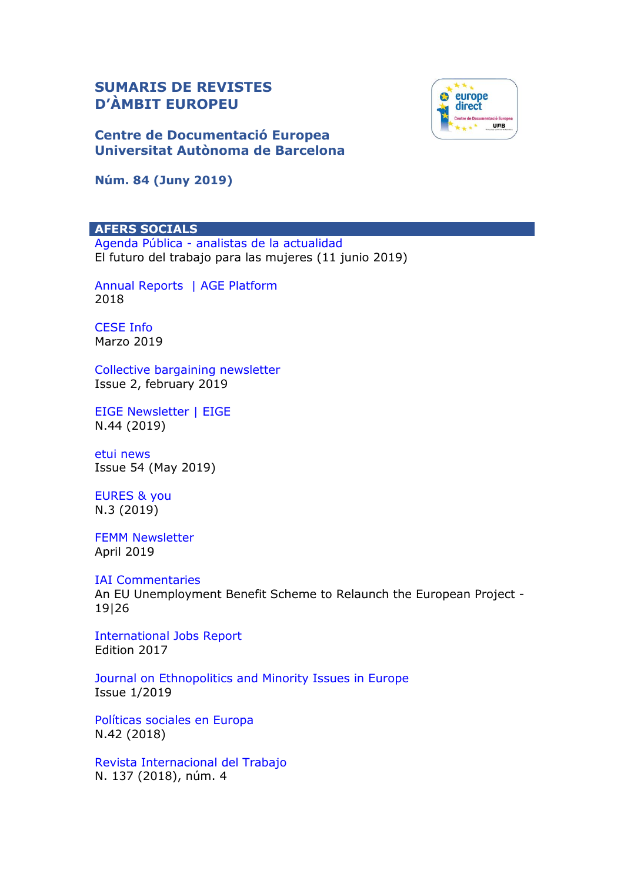# SUMARIS DE REVISTES D'ÀMBIT EUROPEU

## Centre de Documentació Europea Universitat Autònoma de Barcelona

**Núm. 84 (Juny 2019)**

## AFERS SOCIALS

Agenda Pública - analistas de la actualidad
El futuro del trabajo para las mujeres (11 junio 2019)

Annual Reports | AGE Platform
2018

CESE Info
Marzo 2019

Collective bargaining newsletter
Issue 2, february 2019

EIGE Newsletter | EIGE
N.44 (2019)

etui news
Issue 54 (May 2019)

EURES & you
N.3 (2019)

FEMM Newsletter
April 2019

IAI Commentaries
An EU Unemployment Benefit Scheme to Relaunch the European Project - 19|26

International Jobs Report
Edition 2017

Journal on Ethnopolitics and Minority Issues in Europe
Issue 1/2019

Políticas sociales en Europa
N.42 (2018)

Revista Internacional del Trabajo
N. 137 (2018), núm. 4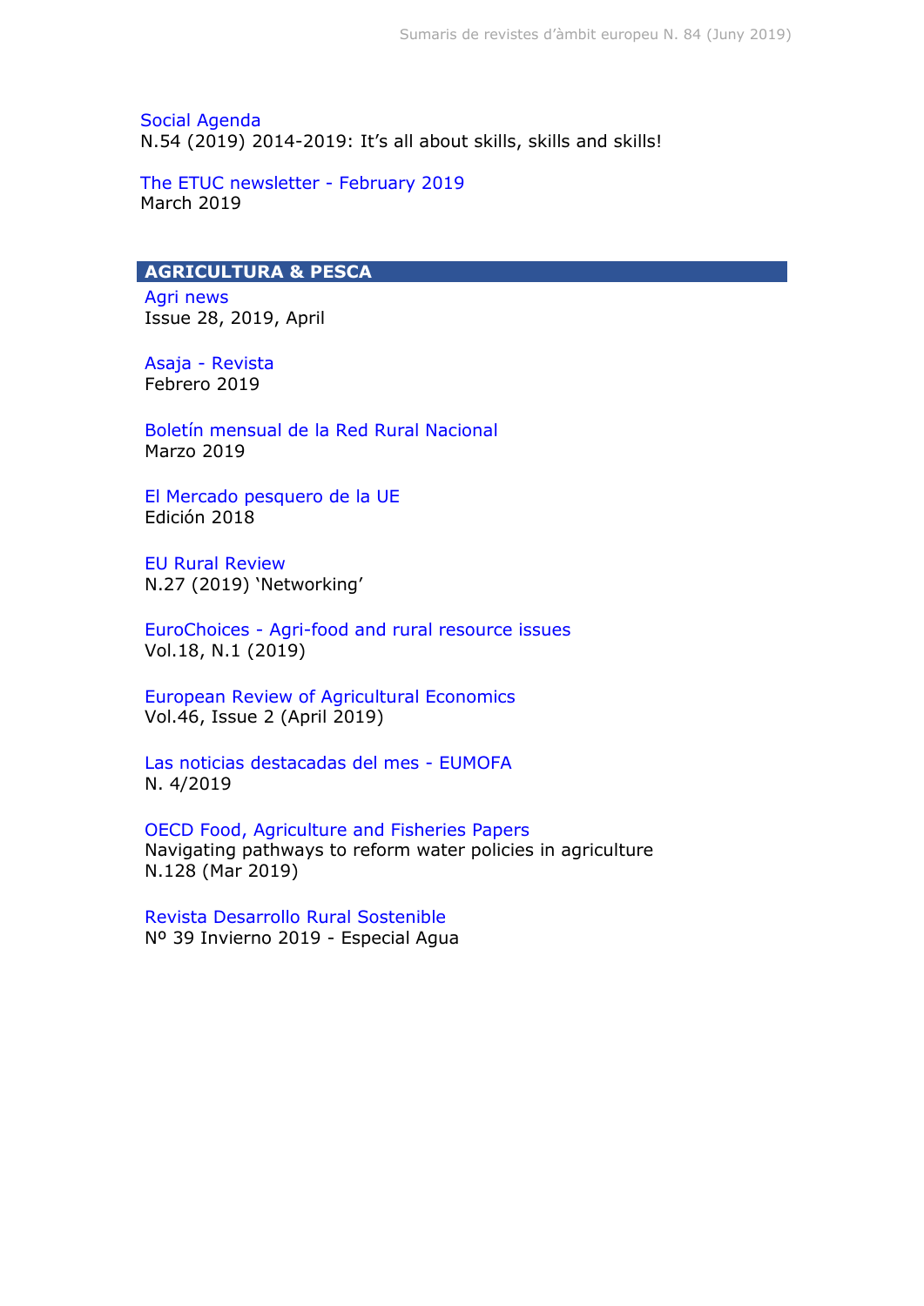Social Agenda
N.54 (2019) 2014-2019: It's all about skills, skills and skills!

The ETUC newsletter - February 2019
March 2019

## AGRICULTURA & PESCA

Agri news
Issue 28, 2019, April

Asaja - Revista
Febrero 2019

Boletín mensual de la Red Rural Nacional
Marzo 2019

El Mercado pesquero de la UE
Edición 2018

EU Rural Review
N.27 (2019) 'Networking'

EuroChoices - Agri-food and rural resource issues
Vol.18, N.1 (2019)

European Review of Agricultural Economics
Vol.46, Issue 2 (April 2019)

Las noticias destacadas del mes - EUMOFA
N. 4/2019

OECD Food, Agriculture and Fisheries Papers
Navigating pathways to reform water policies in agriculture
N.128 (Mar 2019)

Revista Desarrollo Rural Sostenible
Nº 39 Invierno 2019 - Especial Agua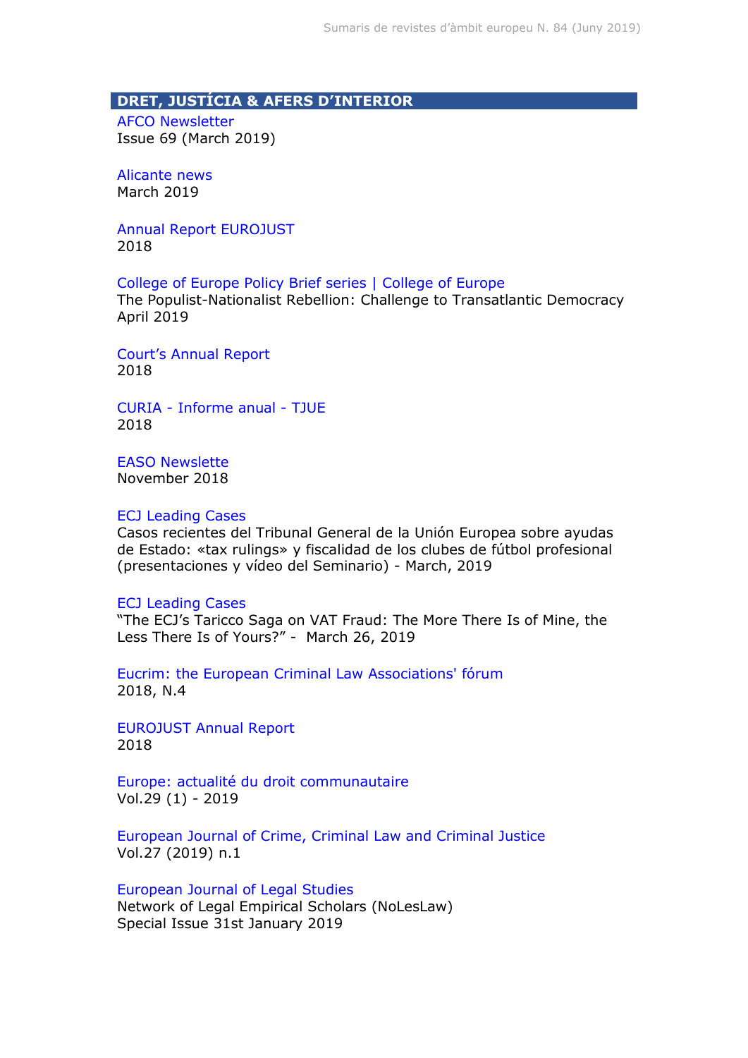## DRET, JUSTÍCIA & AFERS D'INTERIOR

AFCO Newsletter
Issue 69 (March 2019)

Alicante news
March 2019

Annual Report EUROJUST
2018

College of Europe Policy Brief series | College of Europe
The Populist-Nationalist Rebellion: Challenge to Transatlantic Democracy
April 2019

Court's Annual Report
2018

CURIA - Informe anual - TJUE
2018

EASO Newslette
November 2018

ECJ Leading Cases
Casos recientes del Tribunal General de la Unión Europea sobre ayudas de Estado: «tax rulings» y fiscalidad de los clubes de fútbol profesional (presentaciones y vídeo del Seminario) - March, 2019

ECJ Leading Cases
"The ECJ's Taricco Saga on VAT Fraud: The More There Is of Mine, the Less There Is of Yours?" - March 26, 2019

Eucrim: the European Criminal Law Associations' fórum
2018, N.4

EUROJUST Annual Report
2018

Europe: actualité du droit communautaire
Vol.29 (1) - 2019

European Journal of Crime, Criminal Law and Criminal Justice
Vol.27 (2019) n.1

European Journal of Legal Studies
Network of Legal Empirical Scholars (NoLesLaw)
Special Issue 31st January 2019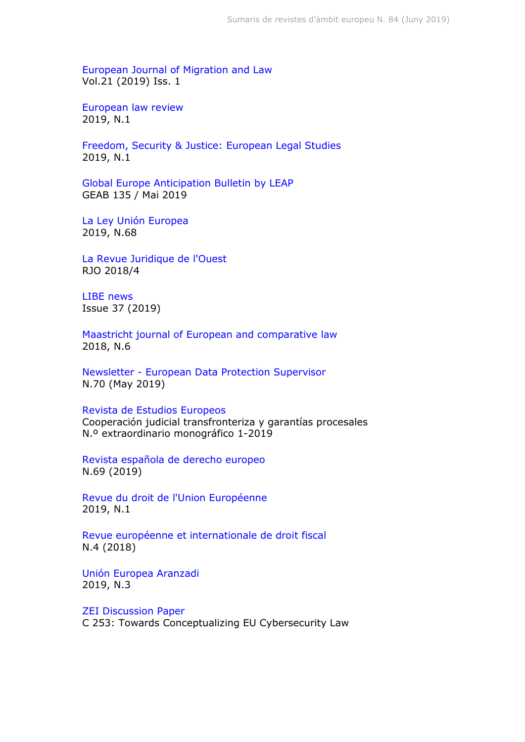European Journal of Migration and Law
Vol.21 (2019) Iss. 1

European law review
2019, N.1

Freedom, Security & Justice: European Legal Studies
2019, N.1

Global Europe Anticipation Bulletin by LEAP
GEAB 135 / Mai 2019

La Ley Unión Europea
2019, N.68

La Revue Juridique de l'Ouest
RJO 2018/4

LIBE news
Issue 37 (2019)

Maastricht journal of European and comparative law
2018, N.6

Newsletter - European Data Protection Supervisor
N.70 (May 2019)

Revista de Estudios Europeos
Cooperación judicial transfronteriza y garantías procesales
N.º extraordinario monográfico 1-2019

Revista española de derecho europeo
N.69 (2019)

Revue du droit de l'Union Européenne
2019, N.1

Revue européenne et internationale de droit fiscal
N.4 (2018)

Unión Europea Aranzadi
2019, N.3

ZEI Discussion Paper
C 253: Towards Conceptualizing EU Cybersecurity Law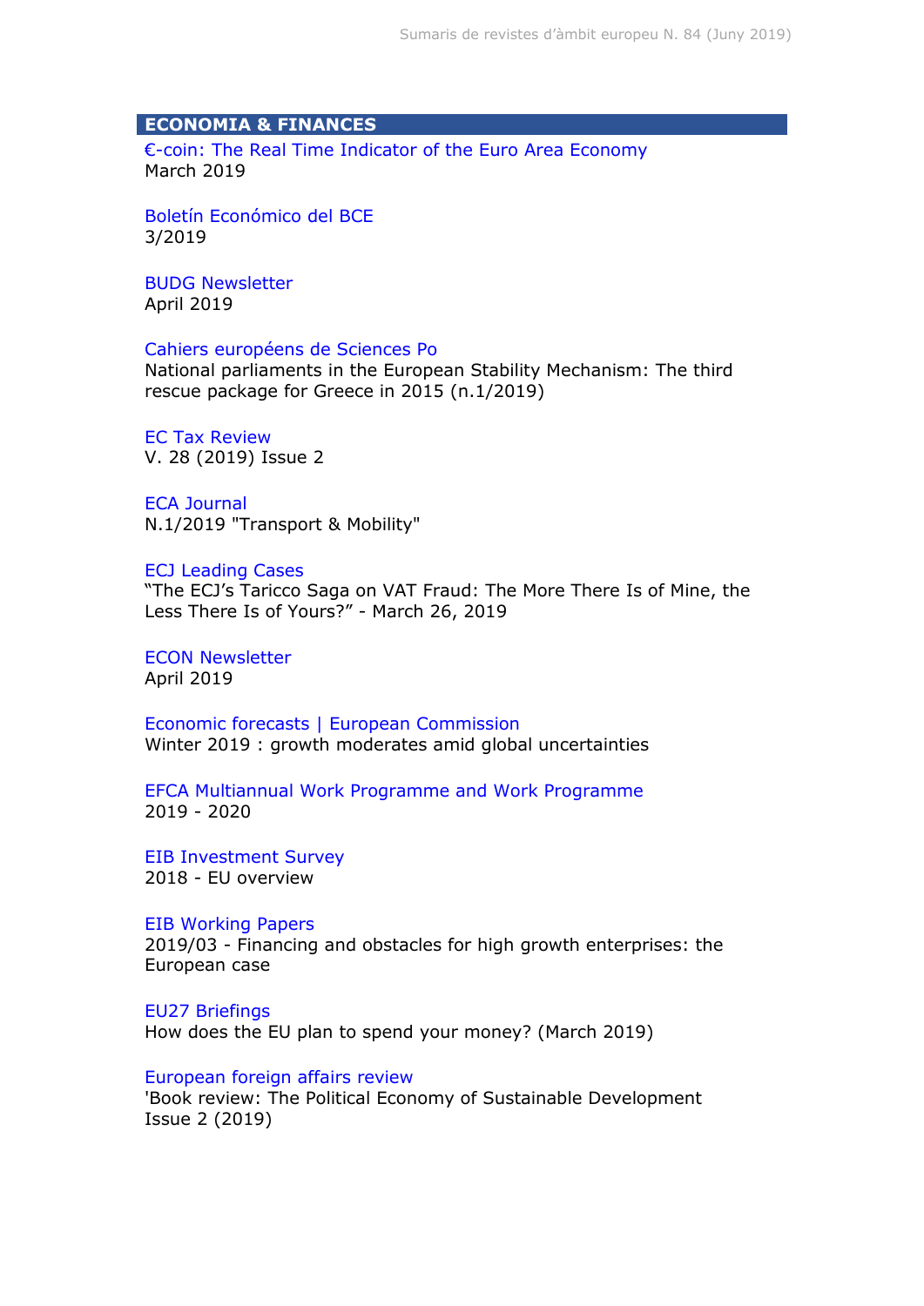## ECONOMIA & FINANCES

€-coin: The Real Time Indicator of the Euro Area Economy
March 2019

Boletín Económico del BCE
3/2019

BUDG Newsletter
April 2019

Cahiers européens de Sciences Po
National parliaments in the European Stability Mechanism: The third rescue package for Greece in 2015 (n.1/2019)

EC Tax Review
V. 28 (2019) Issue 2

ECA Journal
N.1/2019 "Transport & Mobility"

ECJ Leading Cases
"The ECJ's Taricco Saga on VAT Fraud: The More There Is of Mine, the Less There Is of Yours?" - March 26, 2019

ECON Newsletter
April 2019

Economic forecasts | European Commission
Winter 2019 : growth moderates amid global uncertainties

EFCA Multiannual Work Programme and Work Programme
2019 - 2020

EIB Investment Survey
2018 - EU overview

EIB Working Papers
2019/03 - Financing and obstacles for high growth enterprises: the European case

EU27 Briefings
How does the EU plan to spend your money? (March 2019)

European foreign affairs review
'Book review: The Political Economy of Sustainable Development
Issue 2 (2019)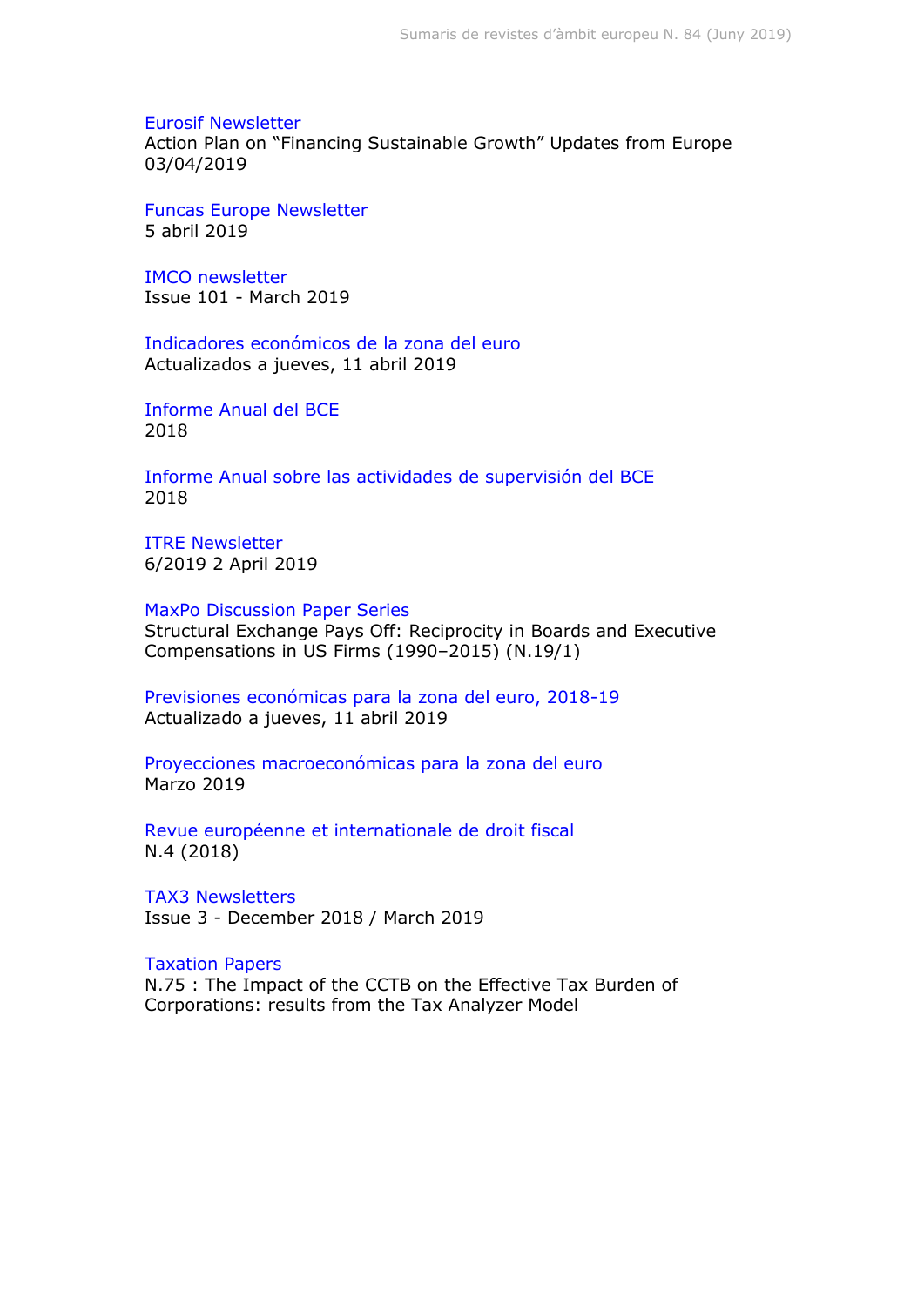Eurosif Newsletter
Action Plan on “Financing Sustainable Growth” Updates from Europe
03/04/2019

Funcas Europe Newsletter
5 abril 2019

IMCO newsletter
Issue 101 - March 2019

Indicadores económicos de la zona del euro
Actualizados a jueves, 11 abril 2019

Informe Anual del BCE
2018

Informe Anual sobre las actividades de supervisión del BCE
2018

ITRE Newsletter
6/2019 2 April 2019

MaxPo Discussion Paper Series
Structural Exchange Pays Off: Reciprocity in Boards and Executive Compensations in US Firms (1990–2015) (N.19/1)

Previsiones económicas para la zona del euro, 2018-19
Actualizado a jueves, 11 abril 2019

Proyecciones macroeconómicas para la zona del euro
Marzo 2019

Revue européenne et internationale de droit fiscal
N.4 (2018)

TAX3 Newsletters
Issue 3 - December 2018 / March 2019

Taxation Papers
N.75 : The Impact of the CCTB on the Effective Tax Burden of Corporations: results from the Tax Analyzer Model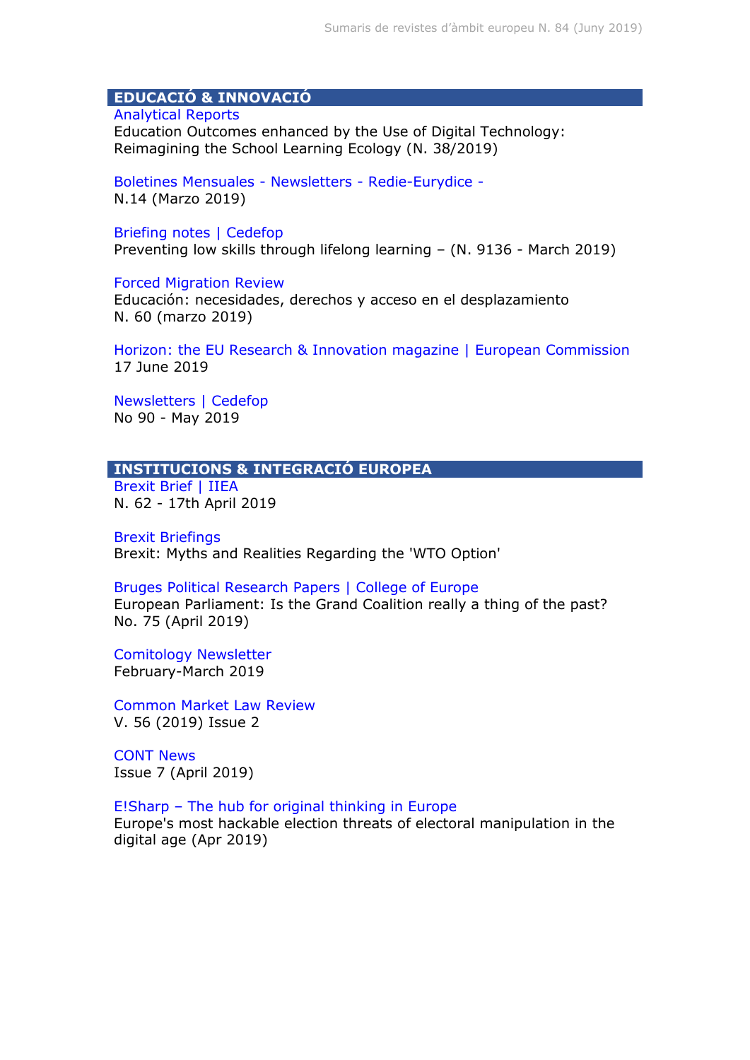## EDUCACIÓ & INNOVACIÓ

Analytical Reports
Education Outcomes enhanced by the Use of Digital Technology: Reimagining the School Learning Ecology (N. 38/2019)

Boletines Mensuales - Newsletters - Redie-Eurydice -
N.14 (Marzo 2019)

Briefing notes | Cedefop
Preventing low skills through lifelong learning – (N. 9136 - March 2019)

Forced Migration Review
Educación: necesidades, derechos y acceso en el desplazamiento
N. 60 (marzo 2019)

Horizon: the EU Research & Innovation magazine | European Commission
17 June 2019

Newsletters | Cedefop
No 90 - May 2019

## INSTITUCIONS & INTEGRACIÓ EUROPEA

Brexit Brief | IIEA
N. 62 - 17th April 2019

Brexit Briefings
Brexit: Myths and Realities Regarding the 'WTO Option'

Bruges Political Research Papers | College of Europe
European Parliament: Is the Grand Coalition really a thing of the past?
No. 75 (April 2019)

Comitology Newsletter
February-March 2019

Common Market Law Review
V. 56 (2019) Issue 2

CONT News
Issue 7 (April 2019)

E!Sharp – The hub for original thinking in Europe
Europe's most hackable election threats of electoral manipulation in the digital age (Apr 2019)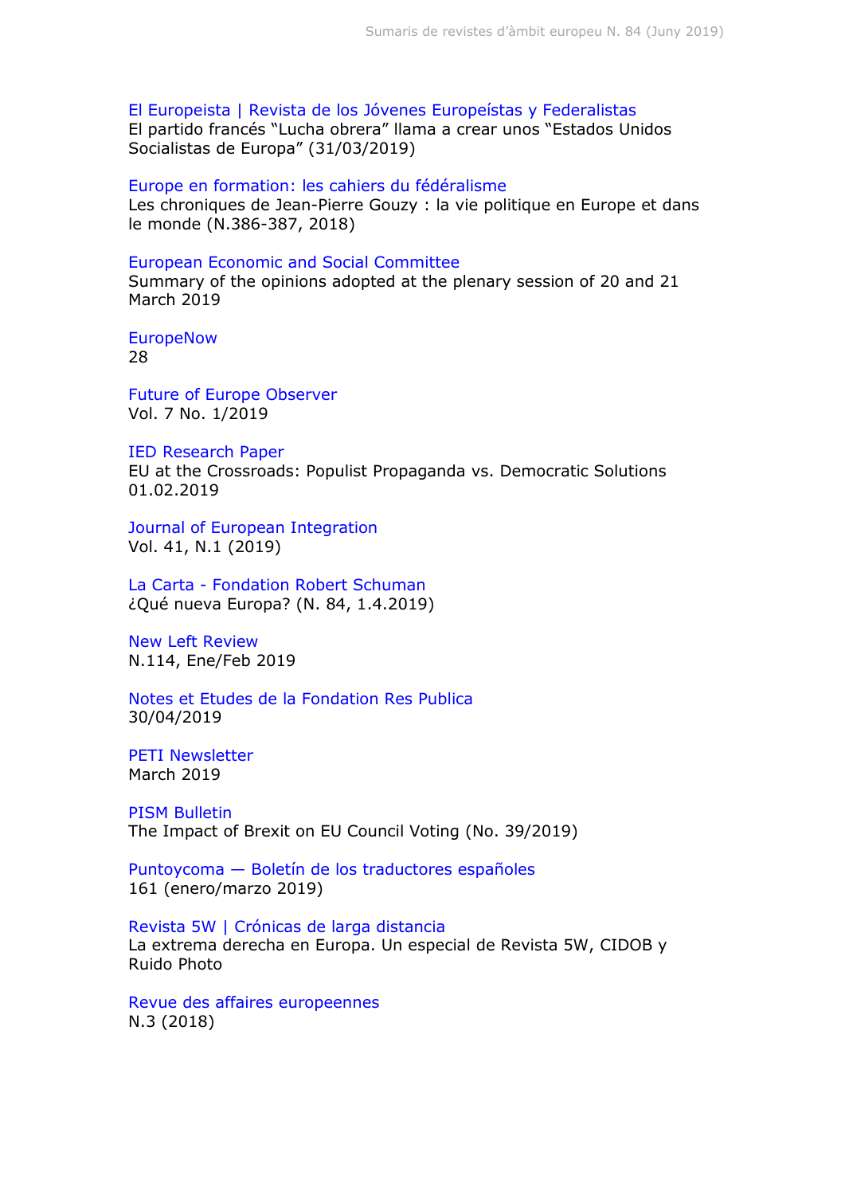El Europeista | Revista de los Jóvenes Europeístas y Federalistas
El partido francés “Lucha obrera” llama a crear unos “Estados Unidos Socialistas de Europa” (31/03/2019)

Europe en formation: les cahiers du fédéralisme
Les chroniques de Jean-Pierre Gouzy : la vie politique en Europe et dans le monde (N.386-387, 2018)

European Economic and Social Committee
Summary of the opinions adopted at the plenary session of 20 and 21 March 2019

EuropeNow
28

Future of Europe Observer
Vol. 7 No. 1/2019

IED Research Paper
EU at the Crossroads: Populist Propaganda vs. Democratic Solutions 01.02.2019

Journal of European Integration
Vol. 41, N.1 (2019)

La Carta - Fondation Robert Schuman
¿Qué nueva Europa? (N. 84, 1.4.2019)

New Left Review
N.114, Ene/Feb 2019

Notes et Etudes de la Fondation Res Publica
30/04/2019

PETI Newsletter
March 2019

PISM Bulletin
The Impact of Brexit on EU Council Voting (No. 39/2019)

Puntoycoma — Boletín de los traductores españoles
161 (enero/marzo 2019)

Revista 5W | Crónicas de larga distancia
La extrema derecha en Europa. Un especial de Revista 5W, CIDOB y Ruido Photo

Revue des affaires europeennes
N.3 (2018)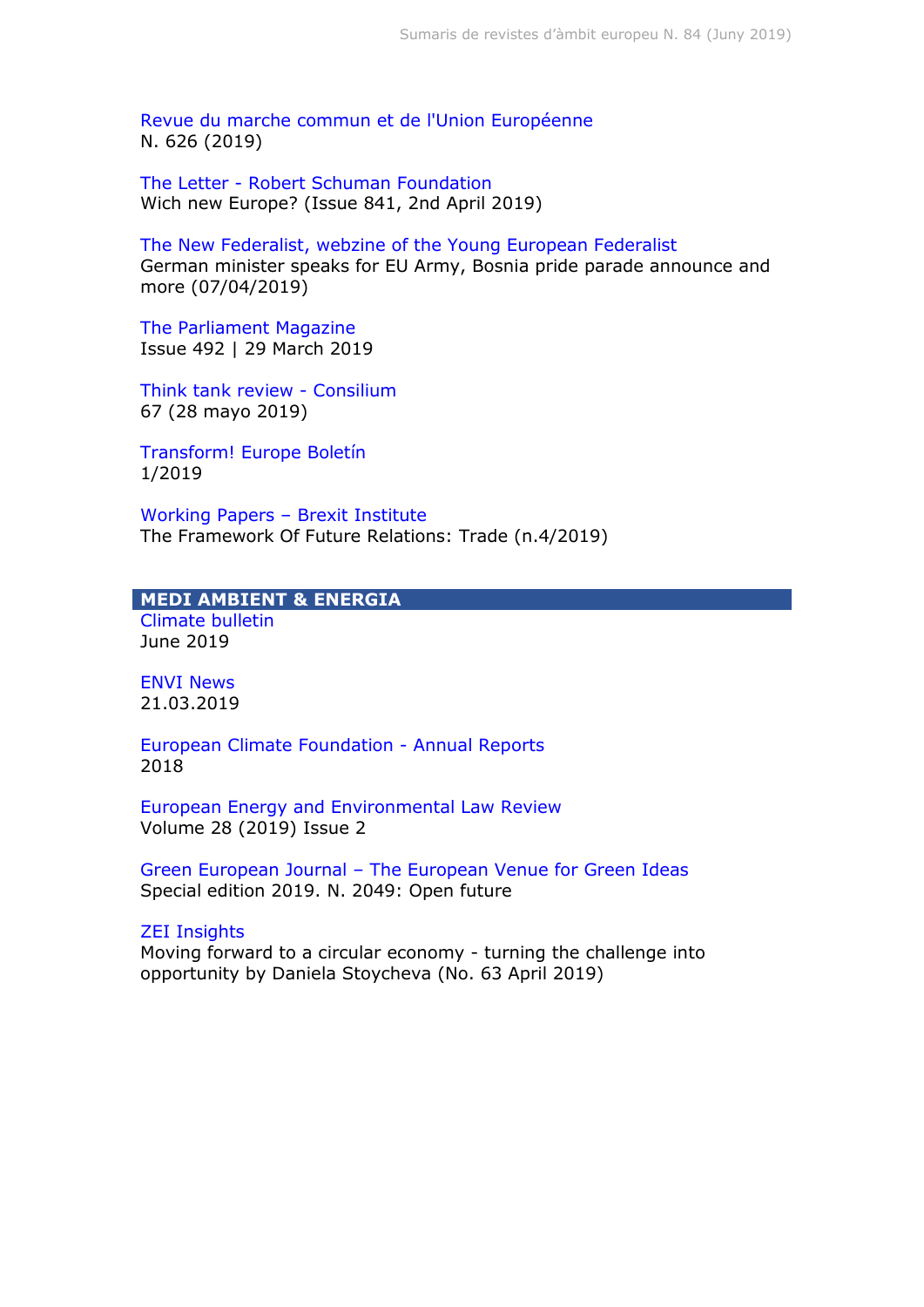Revue du marche commun et de l'Union Européenne
N. 626 (2019)

The Letter - Robert Schuman Foundation
Wich new Europe? (Issue 841, 2nd April 2019)

The New Federalist, webzine of the Young European Federalist
German minister speaks for EU Army, Bosnia pride parade announce and more (07/04/2019)

The Parliament Magazine
Issue 492 | 29 March 2019

Think tank review - Consilium
67 (28 mayo 2019)

Transform! Europe Boletín
1/2019

Working Papers – Brexit Institute
The Framework Of Future Relations: Trade (n.4/2019)

## MEDI AMBIENT & ENERGIA

Climate bulletin
June 2019

ENVI News
21.03.2019

European Climate Foundation - Annual Reports
2018

European Energy and Environmental Law Review
Volume 28 (2019) Issue 2

Green European Journal – The European Venue for Green Ideas
Special edition 2019. N. 2049: Open future

ZEI Insights
Moving forward to a circular economy - turning the challenge into opportunity by Daniela Stoycheva (No. 63 April 2019)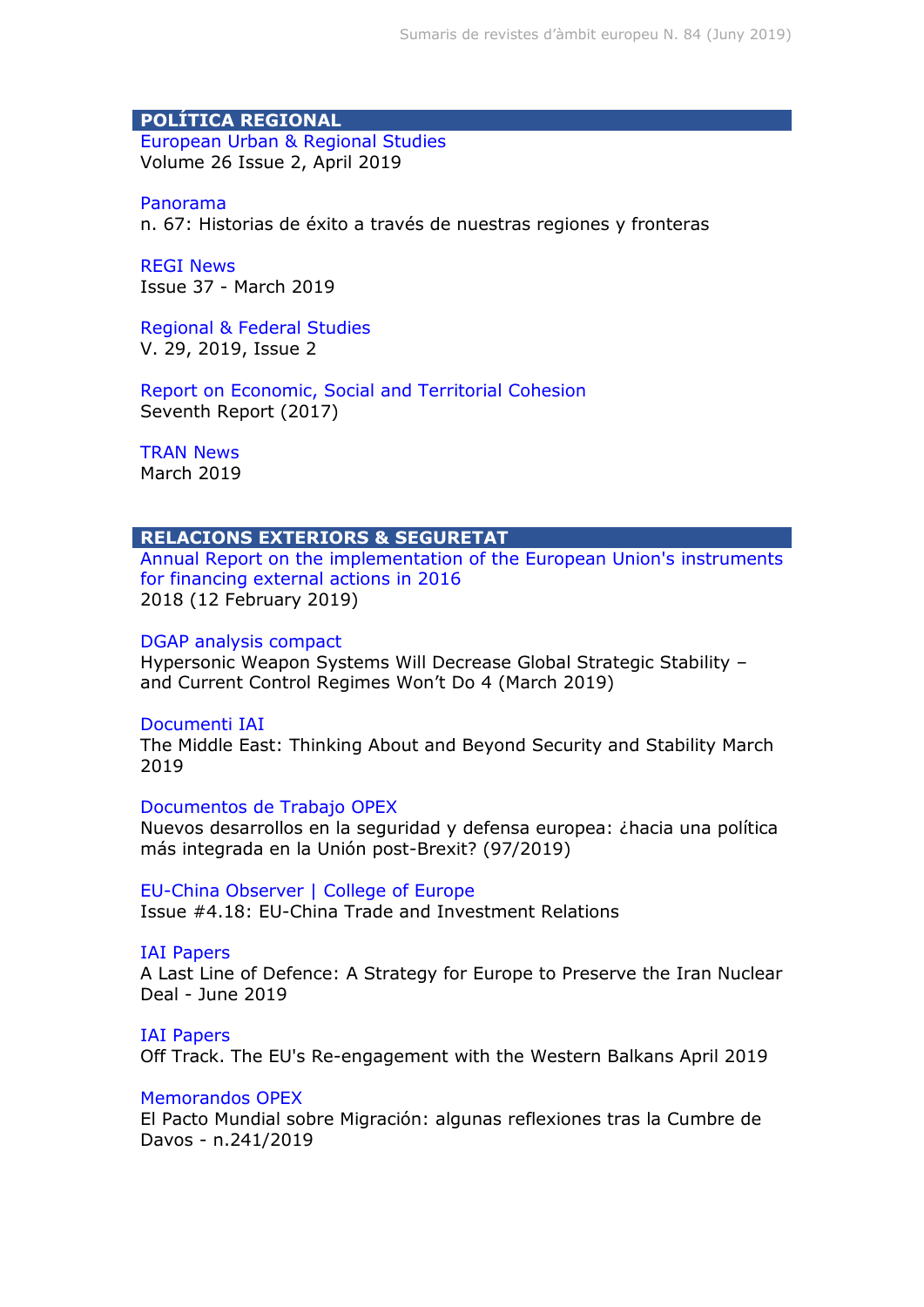## POLÍTICA REGIONAL

European Urban & Regional Studies
Volume 26 Issue 2, April 2019

Panorama
n. 67: Historias de éxito a través de nuestras regiones y fronteras

REGI News
Issue 37 - March 2019

Regional & Federal Studies
V. 29, 2019, Issue 2

Report on Economic, Social and Territorial Cohesion
Seventh Report (2017)

TRAN News
March 2019

## RELACIONS EXTERIORS & SEGURETAT

Annual Report on the implementation of the European Union's instruments for financing external actions in 2016
2018 (12 February 2019)

DGAP analysis compact
Hypersonic Weapon Systems Will Decrease Global Strategic Stability – and Current Control Regimes Won't Do 4 (March 2019)

Documenti IAI
The Middle East: Thinking About and Beyond Security and Stability March 2019

Documentos de Trabajo OPEX
Nuevos desarrollos en la seguridad y defensa europea: ¿hacia una política más integrada en la Unión post-Brexit? (97/2019)

EU-China Observer | College of Europe
Issue #4.18: EU-China Trade and Investment Relations

IAI Papers
A Last Line of Defence: A Strategy for Europe to Preserve the Iran Nuclear Deal - June 2019

IAI Papers
Off Track. The EU's Re-engagement with the Western Balkans April 2019

Memorandos OPEX
El Pacto Mundial sobre Migración: algunas reflexiones tras la Cumbre de Davos - n.241/2019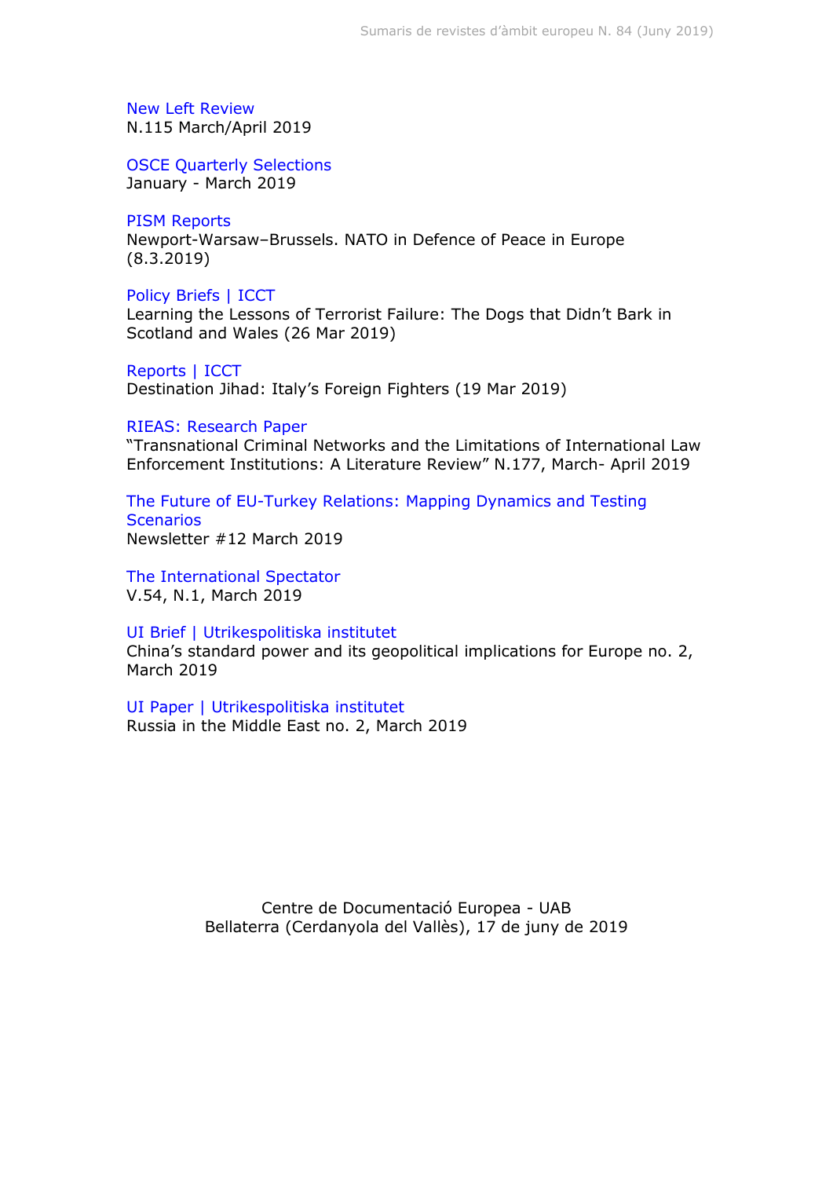New Left Review
N.115 March/April 2019

OSCE Quarterly Selections
January - March 2019

PISM Reports
Newport-Warsaw–Brussels. NATO in Defence of Peace in Europe (8.3.2019)

Policy Briefs | ICCT
Learning the Lessons of Terrorist Failure: The Dogs that Didn't Bark in Scotland and Wales (26 Mar 2019)

Reports | ICCT
Destination Jihad: Italy's Foreign Fighters (19 Mar 2019)

RIEAS: Research Paper
"Transnational Criminal Networks and the Limitations of International Law Enforcement Institutions: A Literature Review" N.177, March- April 2019

The Future of EU-Turkey Relations: Mapping Dynamics and Testing Scenarios
Newsletter #12 March 2019

The International Spectator
V.54, N.1, March 2019

UI Brief | Utrikespolitiska institutet
China's standard power and its geopolitical implications for Europe no. 2, March 2019

UI Paper | Utrikespolitiska institutet
Russia in the Middle East no. 2, March 2019

Centre de Documentació Europea - UAB
Bellaterra (Cerdanyola del Vallès), 17 de juny de 2019